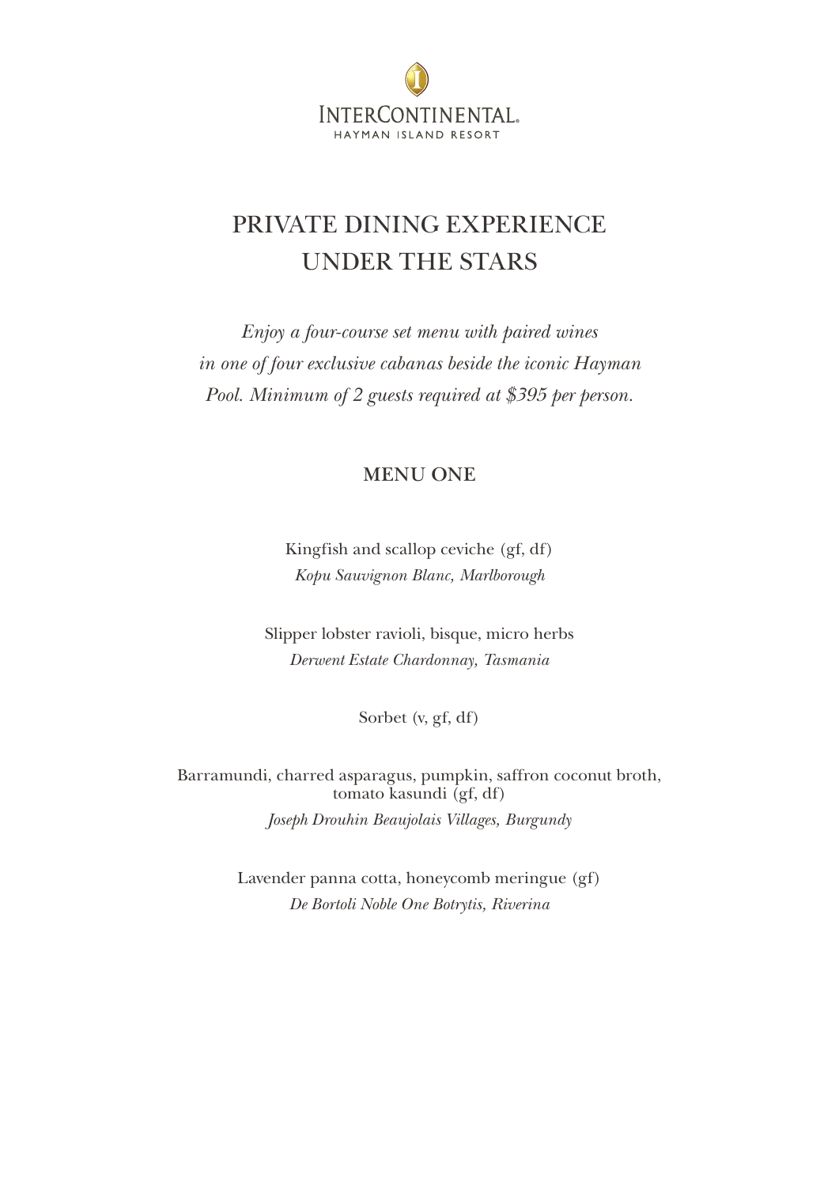INTERCONTINENTAL.
HAYMAN ISLAND RESORT

# PRIVATE DINING EXPERIENCE UNDER THE STARS

*Enjoy a four-course set menu with paired wines in one of four exclusive cabanas beside the iconic Hayman Pool. Minimum of 2 guests required at $395 per person.*

## MENU ONE

Kingfish and scallop ceviche (gf, df)
*Kopu Sauvignon Blanc, Marlborough*

Slipper lobster ravioli, bisque, micro herbs
*Derwent Estate Chardonnay, Tasmania*

Sorbet (v, gf, df)

Barramundi, charred asparagus, pumpkin, saffron coconut broth, tomato kasundi (gf, df)
*Joseph Drouhin Beaujolais Villages, Burgundy*

Lavender panna cotta, honeycomb meringue (gf)
*De Bortoli Noble One Botrytis, Riverina*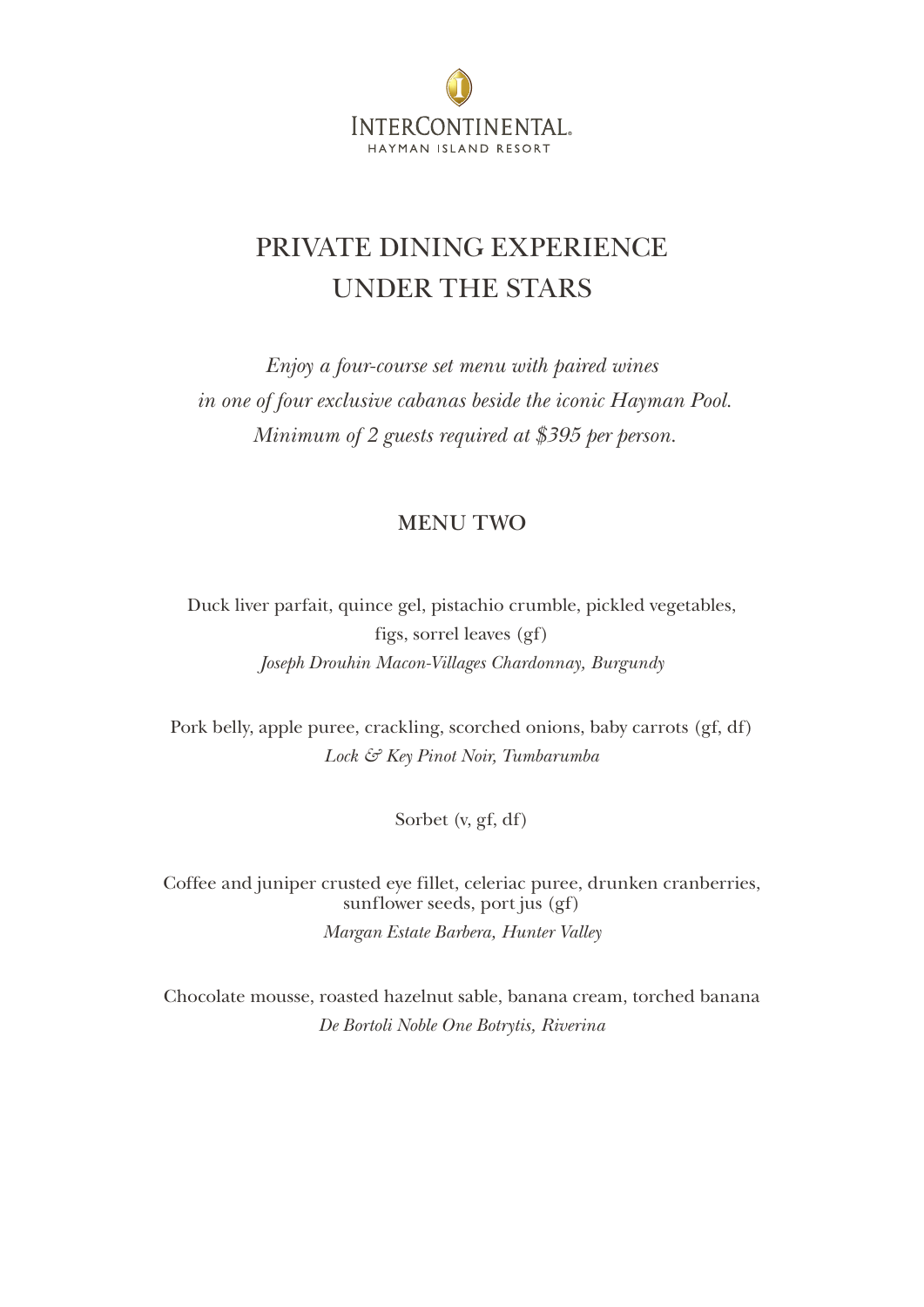INTERCONTINENTAL.
HAYMAN ISLAND RESORT

# PRIVATE DINING EXPERIENCE UNDER THE STARS

*Enjoy a four-course set menu with paired wines in one of four exclusive cabanas beside the iconic Hayman Pool. Minimum of 2 guests required at $395 per person.*

## MENU TWO

Duck liver parfait, quince gel, pistachio crumble, pickled vegetables, figs, sorrel leaves (gf)
*Joseph Drouhin Macon-Villages Chardonnay, Burgundy*

Pork belly, apple puree, crackling, scorched onions, baby carrots (gf, df)
*Lock & Key Pinot Noir, Tumbarumba*

Sorbet (v, gf, df)

Coffee and juniper crusted eye fillet, celeriac puree, drunken cranberries, sunflower seeds, port jus (gf)
*Margan Estate Barbera, Hunter Valley*

Chocolate mousse, roasted hazelnut sable, banana cream, torched banana
*De Bortoli Noble One Botrytis, Riverina*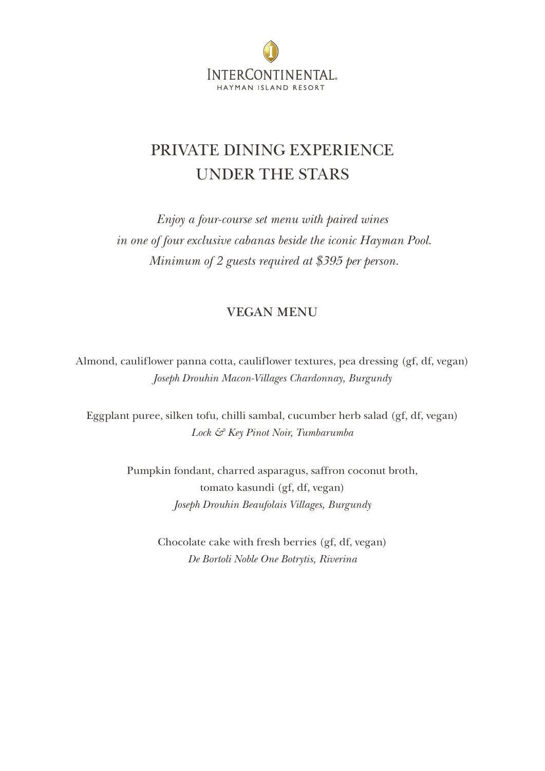INTERCONTINENTAL.
HAYMAN ISLAND RESORT

# PRIVATE DINING EXPERIENCE UNDER THE STARS

*Enjoy a four-course set menu with paired wines*
*in one of four exclusive cabanas beside the iconic Hayman Pool.*
*Minimum of 2 guests required at $395 per person.*

## VEGAN MENU

Almond, cauliflower panna cotta, cauliflower textures, pea dressing (gf, df, vegan)
*Joseph Drouhin Macon-Villages Chardonnay, Burgundy*

Eggplant puree, silken tofu, chilli sambal, cucumber herb salad (gf, df, vegan)
*Lock & Key Pinot Noir, Tumbarumba*

Pumpkin fondant, charred asparagus, saffron coconut broth,
tomato kasundi (gf, df, vegan)
*Joseph Drouhin Beaufolais Villages, Burgundy*

Chocolate cake with fresh berries (gf, df, vegan)
*De Bortoli Noble One Botrytis, Riverina*